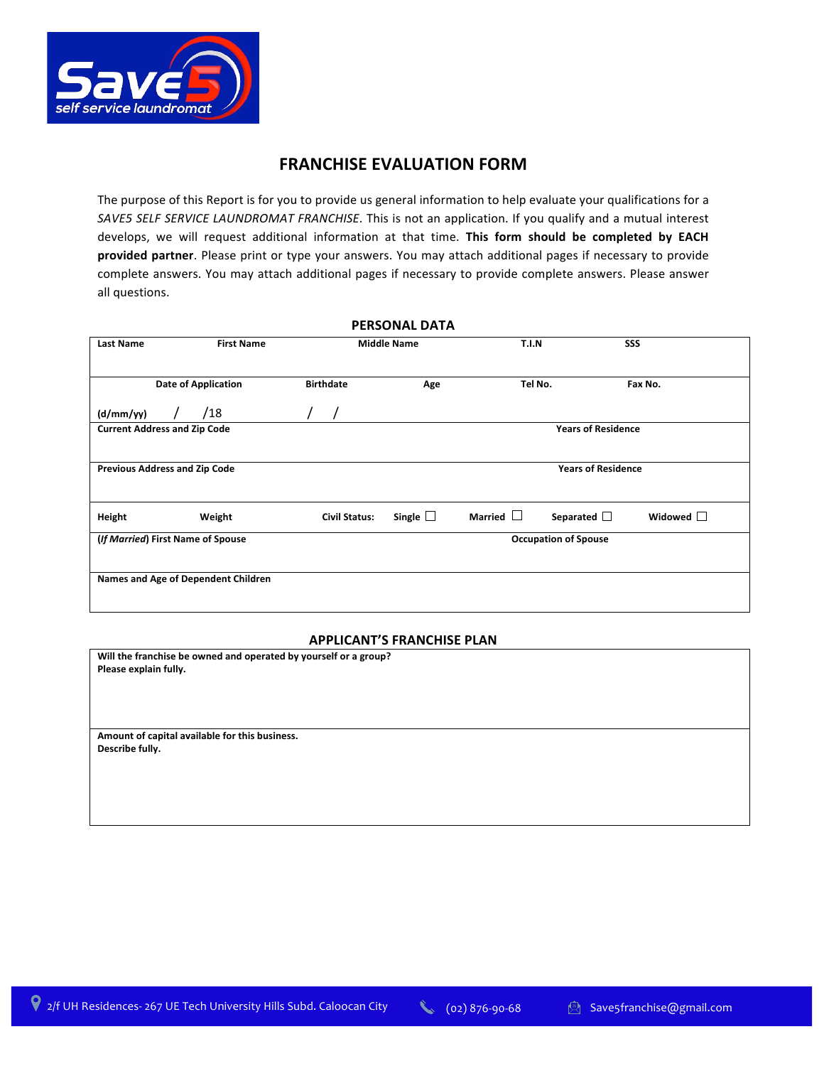Save5 self service laundromat

# FRANCHISE EVALUATION FORM

The purpose of this Report is for you to provide us general information to help evaluate your qualifications for a *SAVE5 SELF SERVICE LAUNDROMAT FRANCHISE*. This is not an application. If you qualify and a mutual interest develops, we will request additional information at that time. **This form should be completed by EACH provided partner**. Please print or type your answers. You may attach additional pages if necessary to provide complete answers. You may attach additional pages if necessary to provide complete answers. Please answer all questions.

## PERSONAL DATA

| **Last Name** | **First Name** | **Middle Name** | | **T.I.N** | **SSS** |
|---|---|---|---|---|---|
| **(d/mm/yy)** | **Date of Application** / /18 | **Birthdate** / / | **Age** | **Tel No.** | **Fax No.** |
| **Current Address and Zip Code** | | | | **Years of Residence** | |
| **Previous Address and Zip Code** | | | | **Years of Residence** | |
| **Height** | **Weight** | **Civil Status:** | **Single** ☐ | **Married** ☐ **Separated** ☐ | **Widowed** ☐ |
| **(*If Married*) First Name of Spouse** | | | | **Occupation of Spouse** | |
| **Names and Age of Dependent Children** | | | | | |

## APPLICANT'S FRANCHISE PLAN

| |
|---|
| **Will the franchise be owned and operated by yourself or a group?**<br>**Please explain fully.** |
| **Amount of capital available for this business.**<br>**Describe fully.** |

2/f UH Residences- 267 UE Tech University Hills Subd. Caloocan City (02) 876-90-68 Save5franchise@gmail.com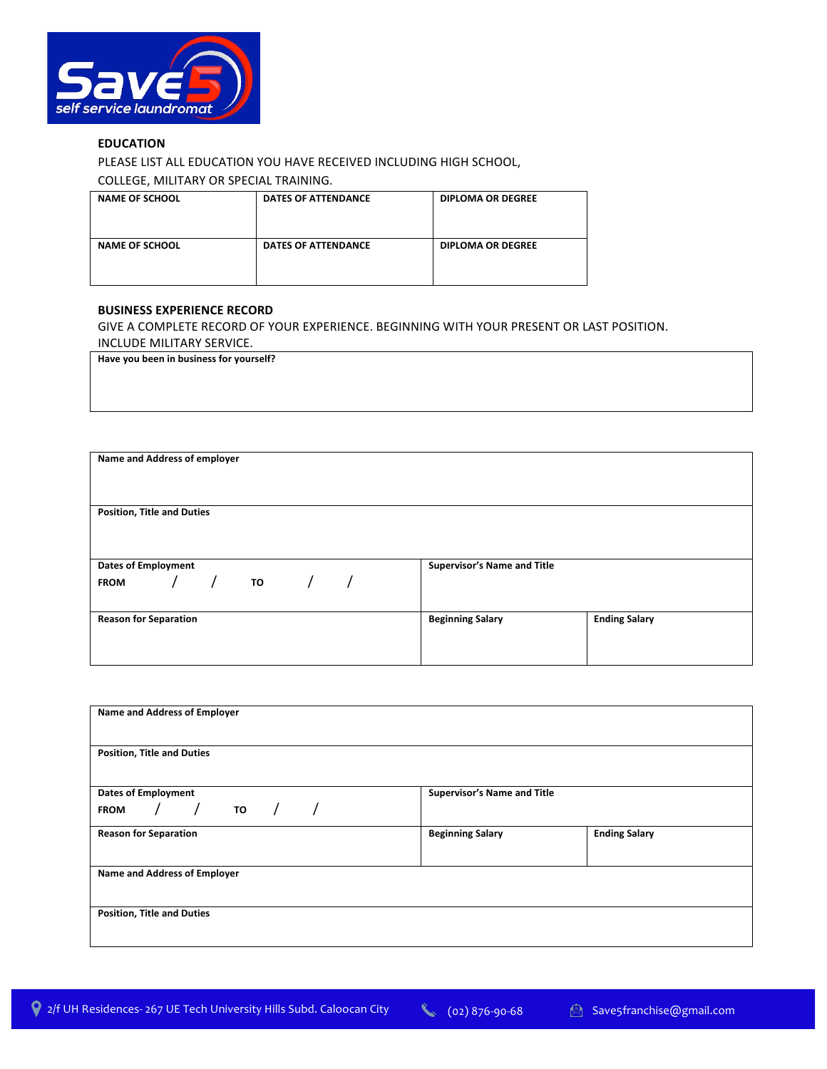### EDUCATION

PLEASE LIST ALL EDUCATION YOU HAVE RECEIVED INCLUDING HIGH SCHOOL, COLLEGE, MILITARY OR SPECIAL TRAINING.

| NAME OF SCHOOL | DATES OF ATTENDANCE | DIPLOMA OR DEGREE |
| --- | --- | --- |
| **NAME OF SCHOOL** | **DATES OF ATTENDANCE** | **DIPLOMA OR DEGREE** |

### BUSINESS EXPERIENCE RECORD

GIVE A COMPLETE RECORD OF YOUR EXPERIENCE. BEGINNING WITH YOUR PRESENT OR LAST POSITION. INCLUDE MILITARY SERVICE.

| Have you been in business for yourself? |
| --- |
| |

| Name and Address of employer | | |
| --- | --- | --- |
| **Position, Title and Duties** | | |
| **Dates of Employment** FROM / / TO / / | **Supervisor's Name and Title** | |
| **Reason for Separation** | **Beginning Salary** | **Ending Salary** |

| Name and Address of Employer | | |
| --- | --- | --- |
| **Position, Title and Duties** | | |
| **Dates of Employment** FROM / / TO / / | **Supervisor's Name and Title** | |
| **Reason for Separation** | **Beginning Salary** | **Ending Salary** |
| **Name and Address of Employer** | | |
| **Position, Title and Duties** | | |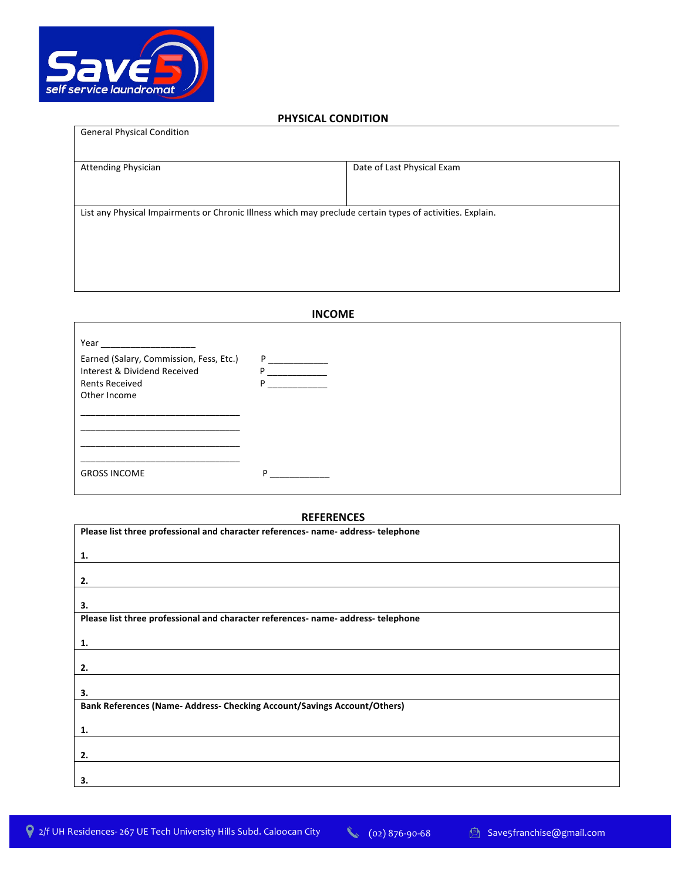## PHYSICAL CONDITION

| General Physical Condition | |
|---|---|
| Attending Physician | Date of Last Physical Exam |
| List any Physical Impairments or Chronic Illness which may preclude certain types of activities. Explain. | |

## INCOME

Year ___________________

Earned (Salary, Commission, Fess, Etc.) P ____________
Interest & Dividend Received P ____________
Rents Received P ____________
Other Income

________________________________

________________________________

________________________________

________________________________

GROSS INCOME P ____________

## REFERENCES

**Please list three professional and character references- name- address- telephone**

**1.**

**2.**

**3.**

**Please list three professional and character references- name- address- telephone**

**1.**

**2.**

**3.**

**Bank References (Name- Address- Checking Account/Savings Account/Others)**

**1.**

**2.**

**3.**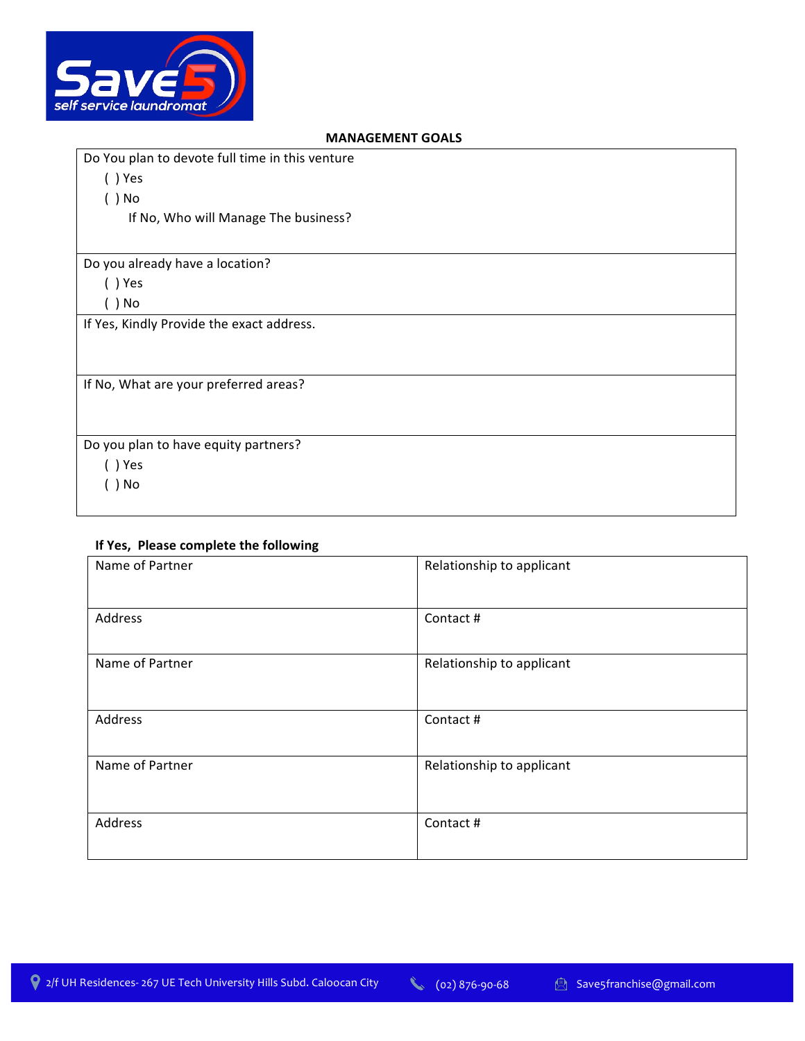## MANAGEMENT GOALS

| Do You plan to devote full time in this venture<br>( ) Yes<br>( ) No<br>If No, Who will Manage The business? |
|---|
| Do you already have a location?<br>( ) Yes<br>( ) No |
| If Yes, Kindly Provide the exact address. |
| If No, What are your preferred areas? |
| Do you plan to have equity partners?<br>( ) Yes<br>( ) No |

**If Yes, Please complete the following**

| Name of Partner | Relationship to applicant |
|---|---|
| Address | Contact # |
| Name of Partner | Relationship to applicant |
| Address | Contact # |
| Name of Partner | Relationship to applicant |
| Address | Contact # |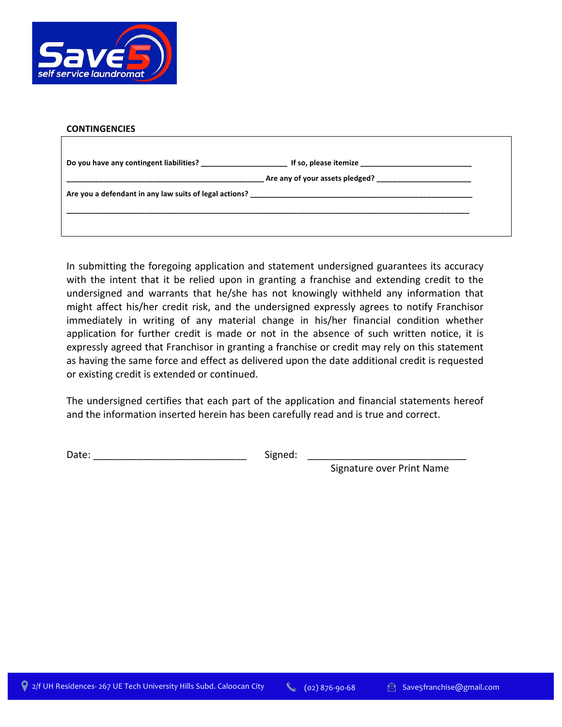**CONTINGENCIES**

**Do you have any contingent liabilities? ____________________ If so, please itemize ___________________________**

**_______________________________________________ Are any of your assets pledged? _______________________**

**Are you a defendant in any law suits of legal actions? ______________________________________________________**

**_______________________________________________________________________________________________**

In submitting the foregoing application and statement undersigned guarantees its accuracy with the intent that it be relied upon in granting a franchise and extending credit to the undersigned and warrants that he/she has not knowingly withheld any information that might affect his/her credit risk, and the undersigned expressly agrees to notify Franchisor immediately in writing of any material change in his/her financial condition whether application for further credit is made or not in the absence of such written notice, it is expressly agreed that Franchisor in granting a franchise or credit may rely on this statement as having the same force and effect as delivered upon the date additional credit is requested or existing credit is extended or continued.

The undersigned certifies that each part of the application and financial statements hereof and the information inserted herein has been carefully read and is true and correct.

Date: ____________________________ Signed: _____________________________

Signature over Print Name